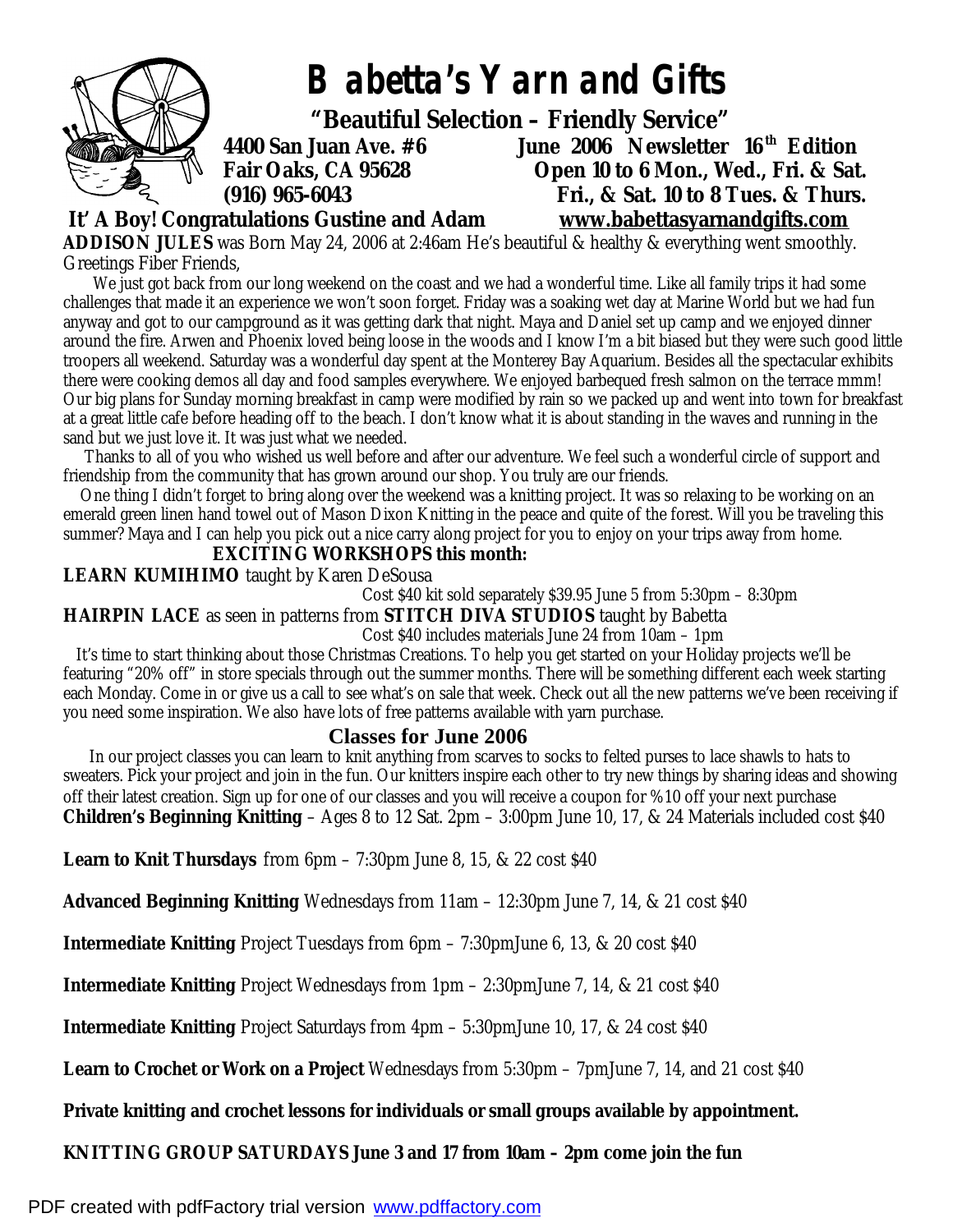# Babetta's Yarn and Gifts

**"Beautiful Selection – Friendly Service"**

**4400 San Juan Ave. #6**
**Fair Oaks, CA 95628**
**(916) 965-6043**

**June 2006 Newsletter 16th Edition**
**Open 10 to 6 Mon., Wed., Fri. & Sat.**
**Fri., & Sat. 10 to 8 Tues. & Thurs.**
**www.babettasyarnandgifts.com**

**It' A Boy! Congratulations Gustine and Adam**

**ADDISON JULES** was Born May 24, 2006 at 2:46am He's beautiful & healthy & everything went smoothly.

Greetings Fiber Friends,

We just got back from our long weekend on the coast and we had a wonderful time. Like all family trips it had some challenges that made it an experience we won't soon forget. Friday was a soaking wet day at Marine World but we had fun anyway and got to our campground as it was getting dark that night. Maya and Daniel set up camp and we enjoyed dinner around the fire. Arwen and Phoenix loved being loose in the woods and I know I'm a bit biased but they were such good little troopers all weekend. Saturday was a wonderful day spent at the Monterey Bay Aquarium. Besides all the spectacular exhibits there were cooking demos all day and food samples everywhere. We enjoyed barbequed fresh salmon on the terrace mmm! Our big plans for Sunday morning breakfast in camp were modified by rain so we packed up and went into town for breakfast at a great little cafe before heading off to the beach. I don't know what it is about standing in the waves and running in the sand but we just love it. It was just what we needed.

Thanks to all of you who wished us well before and after our adventure. We feel such a wonderful circle of support and friendship from the community that has grown around our shop. You truly are our friends.

One thing I didn't forget to bring along over the weekend was a knitting project. It was so relaxing to be working on an emerald green linen hand towel out of Mason Dixon Knitting in the peace and quite of the forest. Will you be traveling this summer? Maya and I can help you pick out a nice carry along project for you to enjoy on your trips away from home.

**EXCITING WORKSHOPS this month:**

**LEARN KUMIHIMO** taught by Karen DeSousa
Cost $40 kit sold separately $39.95 June 5 from 5:30pm – 8:30pm

**HAIRPIN LACE** as seen in patterns from **STITCH DIVA STUDIOS** taught by Babetta
Cost $40 includes materials June 24 from 10am – 1pm

It's time to start thinking about those Christmas Creations. To help you get started on your Holiday projects we'll be featuring "20% off" in store specials through out the summer months. There will be something different each week starting each Monday. Come in or give us a call to see what's on sale that week. Check out all the new patterns we've been receiving if you need some inspiration. We also have lots of free patterns available with yarn purchase.

## Classes for June 2006

In our project classes you can learn to knit anything from scarves to socks to felted purses to lace shawls to hats to sweaters. Pick your project and join in the fun. Our knitters inspire each other to try new things by sharing ideas and showing off their latest creation. Sign up for one of our classes and you will receive a coupon for %10 off your next purchase

**Children's Beginning Knitting** – Ages 8 to 12 Sat. 2pm – 3:00pm June 10, 17, & 24 Materials included cost $40

**Learn to Knit Thursdays** from 6pm – 7:30pm June 8, 15, & 22 cost $40

**Advanced Beginning Knitting** Wednesdays from 11am – 12:30pm June 7, 14, & 21 cost $40

**Intermediate Knitting** Project Tuesdays from 6pm – 7:30pmJune 6, 13, & 20 cost $40

**Intermediate Knitting** Project Wednesdays from 1pm – 2:30pmJune 7, 14, & 21 cost $40

**Intermediate Knitting** Project Saturdays from 4pm – 5:30pmJune 10, 17, & 24 cost $40

**Learn to Crochet or Work on a Project** Wednesdays from 5:30pm – 7pmJune 7, 14, and 21 cost $40

**Private knitting and crochet lessons for individuals or small groups available by appointment.**

**KNITTING GROUP SATURDAYS June 3 and 17 from 10am – 2pm come join the fun**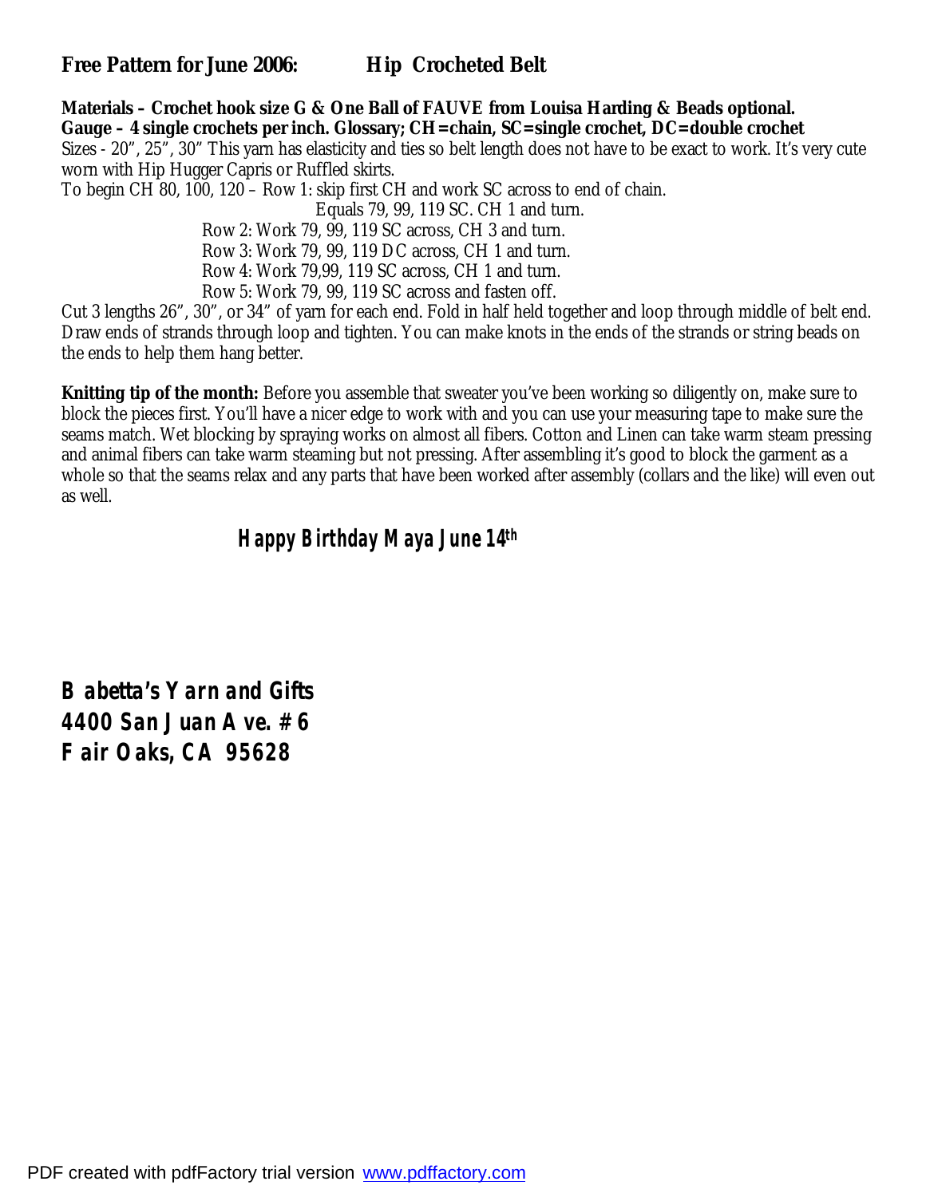## Free Pattern for June 2006: Hip Crocheted Belt

**Materials – Crochet hook size G & One Ball of FAUVE from Louisa Harding & Beads optional.**
**Gauge – 4 single crochets per inch. Glossary; CH=chain, SC=single crochet, DC=double crochet**

Sizes - 20", 25", 30" This yarn has elasticity and ties so belt length does not have to be exact to work. It's very cute worn with Hip Hugger Capris or Ruffled skirts.

To begin CH 80, 100, 120 – Row 1: skip first CH and work SC across to end of chain.
Equals 79, 99, 119 SC. CH 1 and turn.
Row 2: Work 79, 99, 119 SC across, CH 3 and turn.
Row 3: Work 79, 99, 119 DC across, CH 1 and turn.
Row 4: Work 79,99, 119 SC across, CH 1 and turn.
Row 5: Work 79, 99, 119 SC across and fasten off.

Cut 3 lengths 26", 30", or 34" of yarn for each end. Fold in half held together and loop through middle of belt end. Draw ends of strands through loop and tighten. You can make knots in the ends of the strands or string beads on the ends to help them hang better.

**Knitting tip of the month:** Before you assemble that sweater you've been working so diligently on, make sure to block the pieces first. You'll have a nicer edge to work with and you can use your measuring tape to make sure the seams match. Wet blocking by spraying works on almost all fibers. Cotton and Linen can take warm steam pressing and animal fibers can take warm steaming but not pressing. After assembling it's good to block the garment as a whole so that the seams relax and any parts that have been worked after assembly (collars and the like) will even out as well.

**Happy Birthday Maya June 14th**

**Babetta's Yarn and Gifts**
**4400 San Juan Ave. #6**
**Fair Oaks, CA 95628**